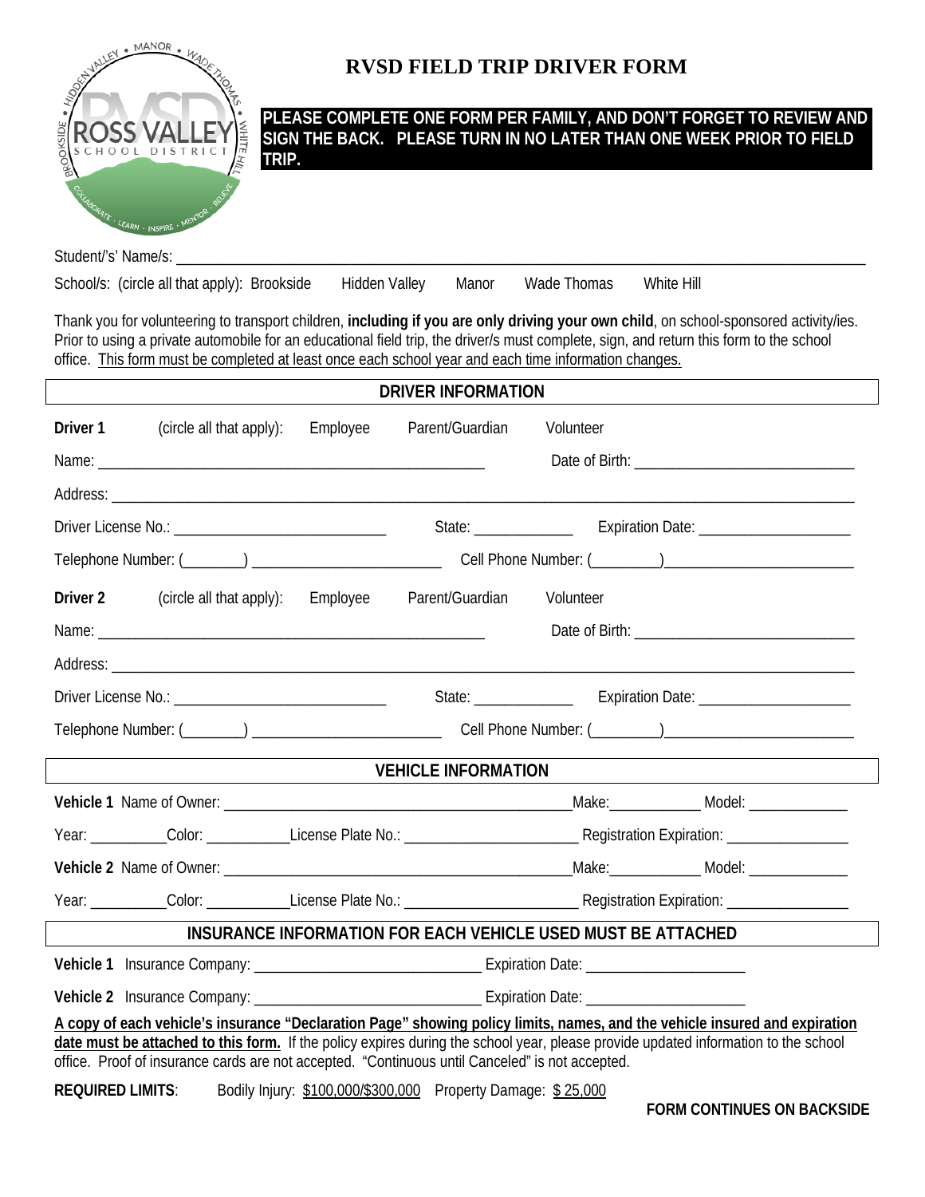# RVSD FIELD TRIP DRIVER FORM

**PLEASE COMPLETE ONE FORM PER FAMILY, AND DON'T FORGET TO REVIEW AND SIGN THE BACK. PLEASE TURN IN NO LATER THAN ONE WEEK PRIOR TO FIELD TRIP.**

Student/'s' Name/s: ____________________________________________

School/s: (circle all that apply): Brookside  Hidden Valley  Manor  Wade Thomas  White Hill

Thank you for volunteering to transport children, **including if you are only driving your own child**, on school-sponsored activity/ies. Prior to using a private automobile for an educational field trip, the driver/s must complete, sign, and return this form to the school office. <u>This form must be completed at least once each school year and each time information changes.</u>

## DRIVER INFORMATION

**Driver 1** (circle all that apply): Employee  Parent/Guardian  Volunteer

Name: ______________________________ Date of Birth: ____________________

Address: ____________________________________________

Driver License No.: ____________________ State: __________ Expiration Date: ________________

Telephone Number: (_______) ____________________ Cell Phone Number: (________)____________________

**Driver 2** (circle all that apply): Employee  Parent/Guardian  Volunteer

Name: ______________________________ Date of Birth: ____________________

Address: ____________________________________________

Driver License No.: ____________________ State: __________ Expiration Date: ________________

Telephone Number: (_______) ____________________ Cell Phone Number: (________)____________________

## VEHICLE INFORMATION

**Vehicle 1** Name of Owner: ______________________________ Make:__________ Model: ___________

Year: _________Color: __________License Plate No.: ____________________ Registration Expiration: ______________

**Vehicle 2** Name of Owner: ______________________________ Make:__________ Model: ___________

Year: _________Color: __________License Plate No.: ____________________ Registration Expiration: ______________

## INSURANCE INFORMATION FOR EACH VEHICLE USED MUST BE ATTACHED

**Vehicle 1** Insurance Company: ________________________ Expiration Date: ____________________

**Vehicle 2** Insurance Company: ________________________ Expiration Date: ____________________

**<u>A copy of each vehicle's insurance "Declaration Page" showing policy limits, names, and the vehicle insured and expiration date must be attached to this form.</u>** If the policy expires during the school year, please provide updated information to the school office. Proof of insurance cards are not accepted. "Continuous until Canceled" is not accepted.

**REQUIRED LIMITS**: Bodily Injury: <u>$100,000/$300,000</u> Property Damage: <u>$ 25,000</u>

**FORM CONTINUES ON BACKSIDE**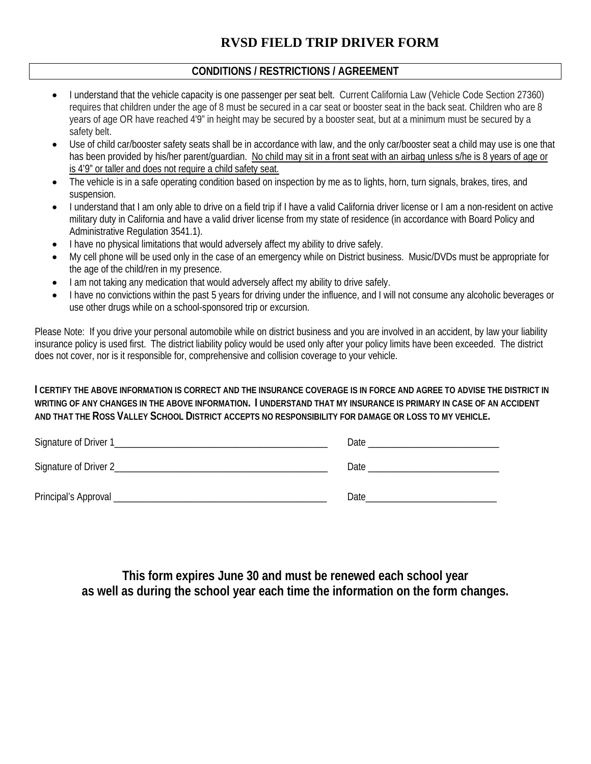# RVSD FIELD TRIP DRIVER FORM

## CONDITIONS / RESTRICTIONS / AGREEMENT

- I understand that the vehicle capacity is one passenger per seat belt. Current California Law (Vehicle Code Section 27360) requires that children under the age of 8 must be secured in a car seat or booster seat in the back seat. Children who are 8 years of age OR have reached 4'9" in height may be secured by a booster seat, but at a minimum must be secured by a safety belt.
- Use of child car/booster safety seats shall be in accordance with law, and the only car/booster seat a child may use is one that has been provided by his/her parent/guardian. <u>No child may sit in a front seat with an airbag unless s/he is 8 years of age or is 4'9" or taller and does not require a child safety seat.</u>
- The vehicle is in a safe operating condition based on inspection by me as to lights, horn, turn signals, brakes, tires, and suspension.
- I understand that I am only able to drive on a field trip if I have a valid California driver license or I am a non-resident on active military duty in California and have a valid driver license from my state of residence (in accordance with Board Policy and Administrative Regulation 3541.1).
- I have no physical limitations that would adversely affect my ability to drive safely.
- My cell phone will be used only in the case of an emergency while on District business. Music/DVDs must be appropriate for the age of the child/ren in my presence.
- I am not taking any medication that would adversely affect my ability to drive safely.
- I have no convictions within the past 5 years for driving under the influence, and I will not consume any alcoholic beverages or use other drugs while on a school-sponsored trip or excursion.

Please Note: If you drive your personal automobile while on district business and you are involved in an accident, by law your liability insurance policy is used first. The district liability policy would be used only after your policy limits have been exceeded. The district does not cover, nor is it responsible for, comprehensive and collision coverage to your vehicle.

**I CERTIFY THE ABOVE INFORMATION IS CORRECT AND THE INSURANCE COVERAGE IS IN FORCE AND AGREE TO ADVISE THE DISTRICT IN WRITING OF ANY CHANGES IN THE ABOVE INFORMATION. I UNDERSTAND THAT MY INSURANCE IS PRIMARY IN CASE OF AN ACCIDENT AND THAT THE ROSS VALLEY SCHOOL DISTRICT ACCEPTS NO RESPONSIBILITY FOR DAMAGE OR LOSS TO MY VEHICLE.**

Signature of Driver 1____________________________________________ Date ___________________________

Signature of Driver 2____________________________________________ Date ___________________________

Principal's Approval ____________________________________________ Date___________________________

**This form expires June 30 and must be renewed each school year as well as during the school year each time the information on the form changes.**